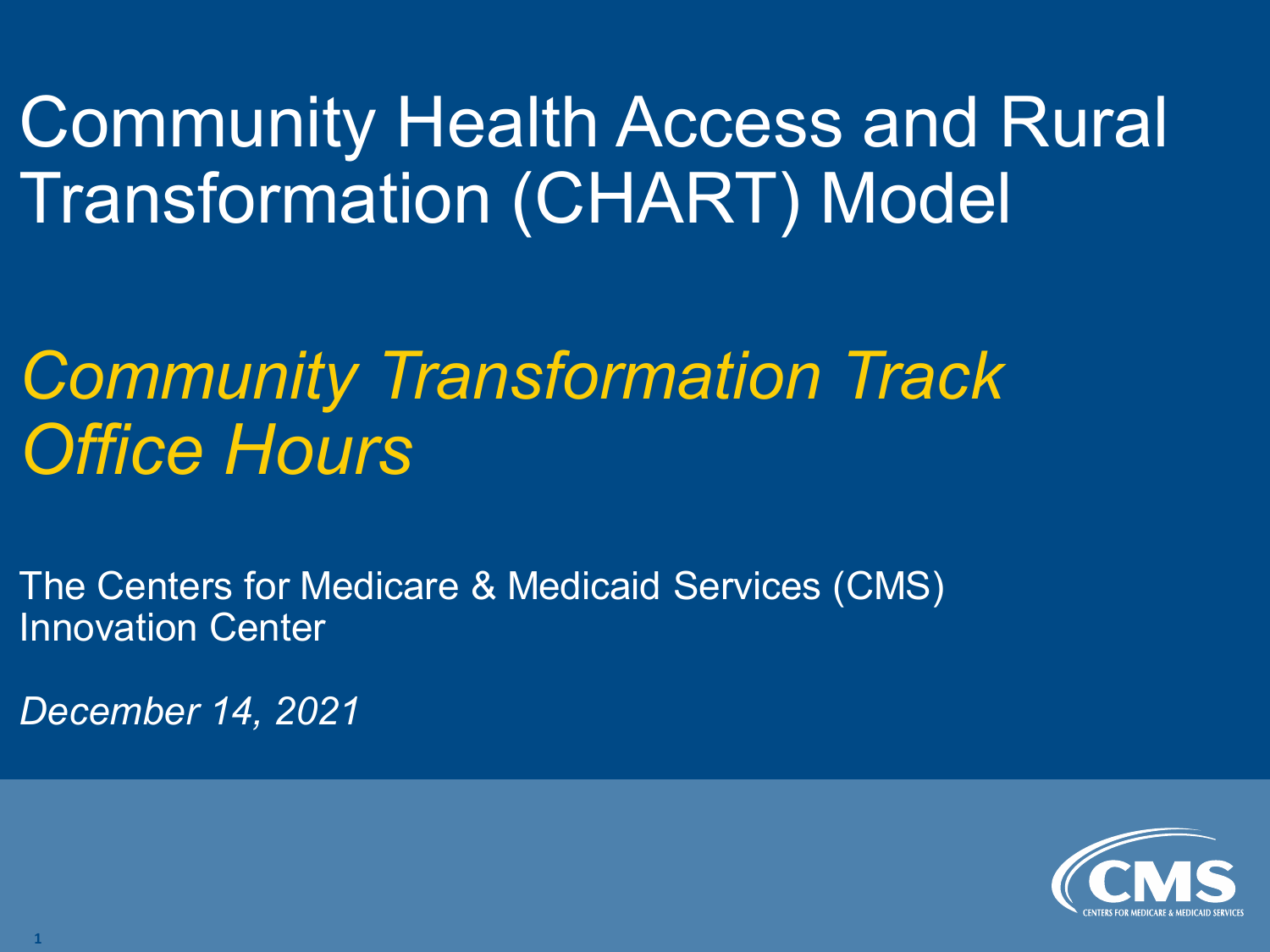# Community Health Access and Rural Transformation (CHART) Model

## *Community Transformation Track Office Hours*

The Centers for Medicare & Medicaid Services (CMS) Innovation Center

*December 14, 2021*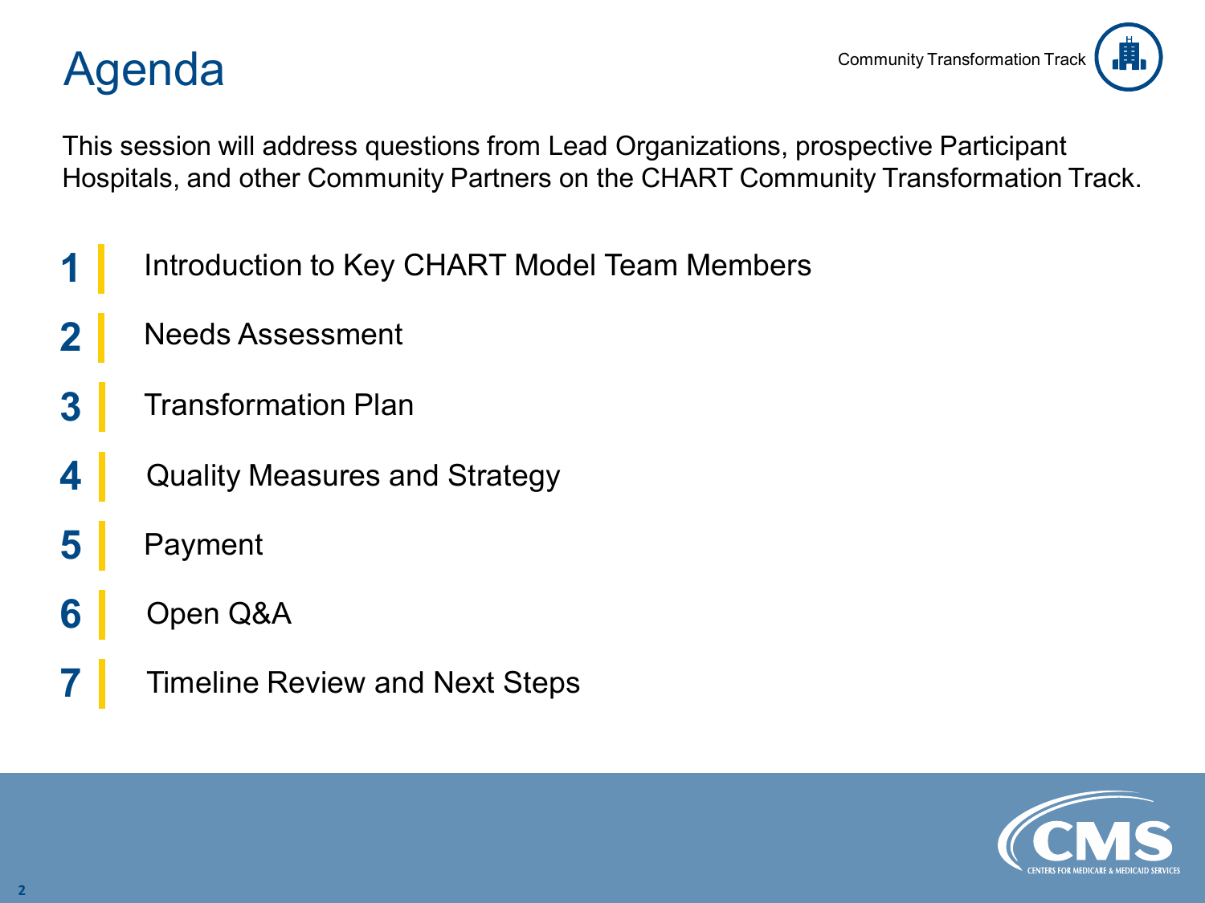# Agenda

Community Transformation Track

This session will address questions from Lead Organizations, prospective Participant Hospitals, and other Community Partners on the CHART Community Transformation Track.

1. Introduction to Key CHART Model Team Members
2. Needs Assessment
3. Transformation Plan
4. Quality Measures and Strategy
5. Payment
6. Open Q&A
7. Timeline Review and Next Steps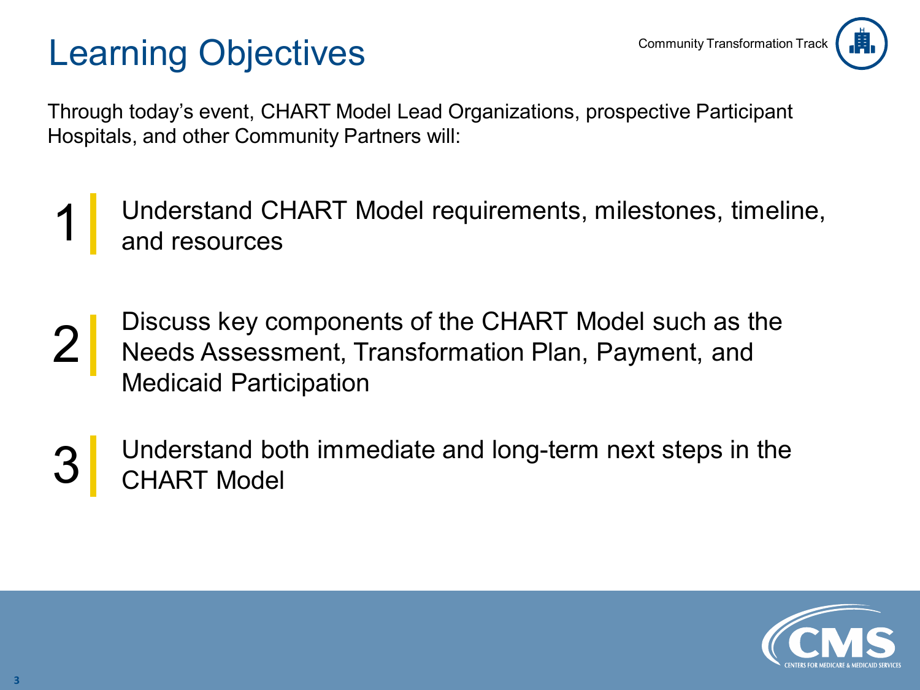# Learning Objectives

Community Transformation Track

Through today's event, CHART Model Lead Organizations, prospective Participant Hospitals, and other Community Partners will:

1. Understand CHART Model requirements, milestones, timeline, and resources
2. Discuss key components of the CHART Model such as the Needs Assessment, Transformation Plan, Payment, and Medicaid Participation
3. Understand both immediate and long-term next steps in the CHART Model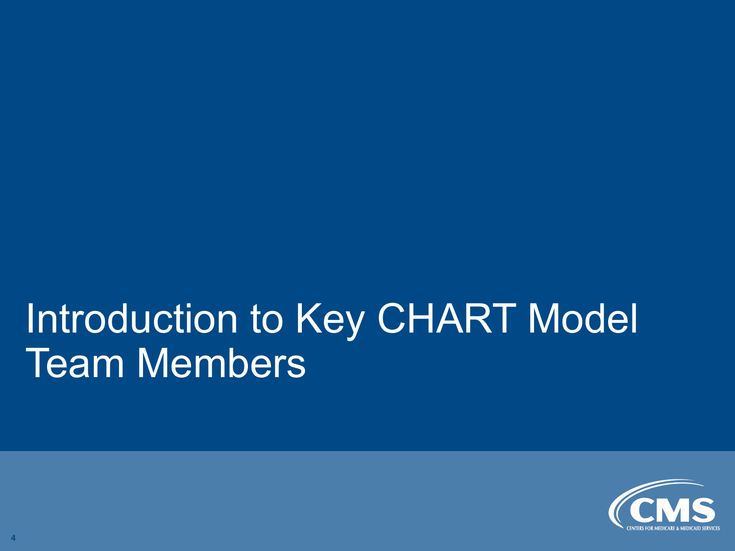# Introduction to Key CHART Model Team Members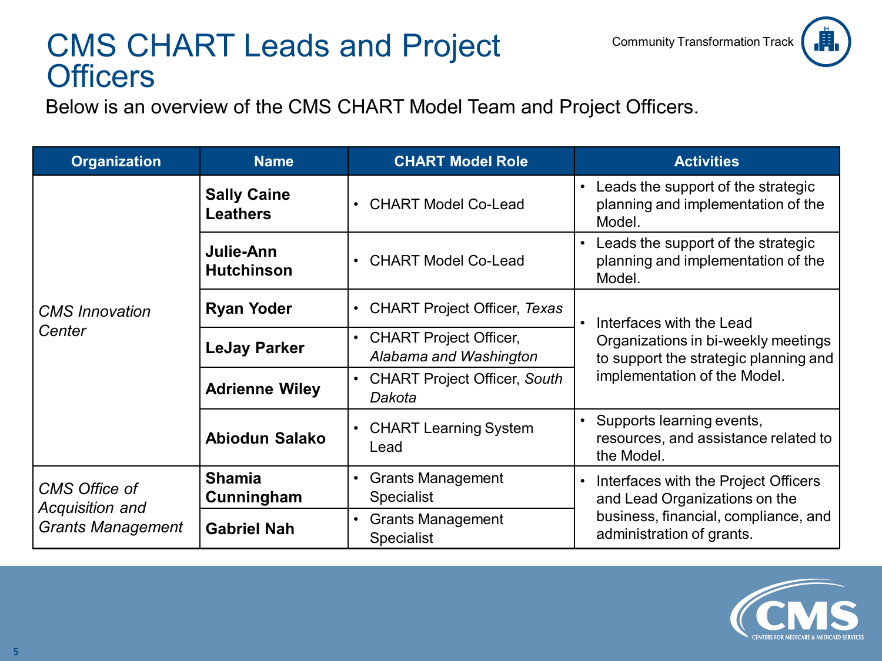# CMS CHART Leads and Project Officers

Community Transformation Track

Below is an overview of the CMS CHART Model Team and Project Officers.

| Organization | Name | CHART Model Role | Activities |
|---|---|---|---|
| *CMS Innovation Center* | **Sally Caine Leathers** | • CHART Model Co-Lead | • Leads the support of the strategic planning and implementation of the Model. |
| | **Julie-Ann Hutchinson** | • CHART Model Co-Lead | • Leads the support of the strategic planning and implementation of the Model. |
| | **Ryan Yoder** | • CHART Project Officer, *Texas* | • Interfaces with the Lead Organizations in bi-weekly meetings to support the strategic planning and implementation of the Model. |
| | **LeJay Parker** | • CHART Project Officer, *Alabama and Washington* | |
| | **Adrienne Wiley** | • CHART Project Officer, *South Dakota* | |
| | **Abiodun Salako** | • CHART Learning System Lead | • Supports learning events, resources, and assistance related to the Model. |
| *CMS Office of Acquisition and Grants Management* | **Shamia Cunningham** | • Grants Management Specialist | • Interfaces with the Project Officers and Lead Organizations on the business, financial, compliance, and administration of grants. |
| | **Gabriel Nah** | • Grants Management Specialist | |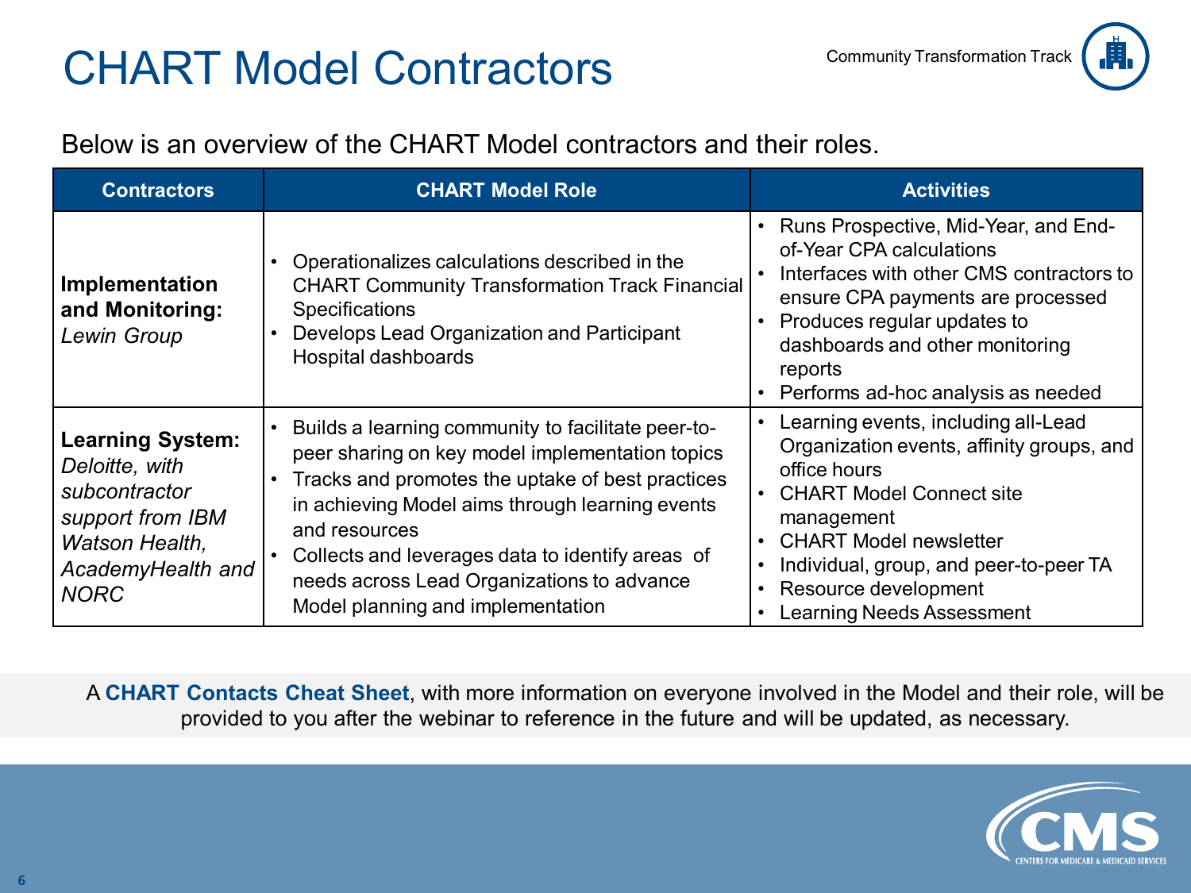# CHART Model Contractors

Community Transformation Track

Below is an overview of the CHART Model contractors and their roles.

| Contractors | CHART Model Role | Activities |
|---|---|---|
| **Implementation and Monitoring:** *Lewin Group* | • Operationalizes calculations described in the CHART Community Transformation Track Financial Specifications<br>• Develops Lead Organization and Participant Hospital dashboards | • Runs Prospective, Mid-Year, and End-of-Year CPA calculations<br>• Interfaces with other CMS contractors to ensure CPA payments are processed<br>• Produces regular updates to dashboards and other monitoring reports<br>• Performs ad-hoc analysis as needed |
| **Learning System:** *Deloitte, with subcontractor support from IBM Watson Health, AcademyHealth and NORC* | • Builds a learning community to facilitate peer-to-peer sharing on key model implementation topics<br>• Tracks and promotes the uptake of best practices in achieving Model aims through learning events and resources<br>• Collects and leverages data to identify areas of needs across Lead Organizations to advance Model planning and implementation | • Learning events, including all-Lead Organization events, affinity groups, and office hours<br>• CHART Model Connect site management<br>• CHART Model newsletter<br>• Individual, group, and peer-to-peer TA<br>• Resource development<br>• Learning Needs Assessment |

A **CHART Contacts Cheat Sheet**, with more information on everyone involved in the Model and their role, will be provided to you after the webinar to reference in the future and will be updated, as necessary.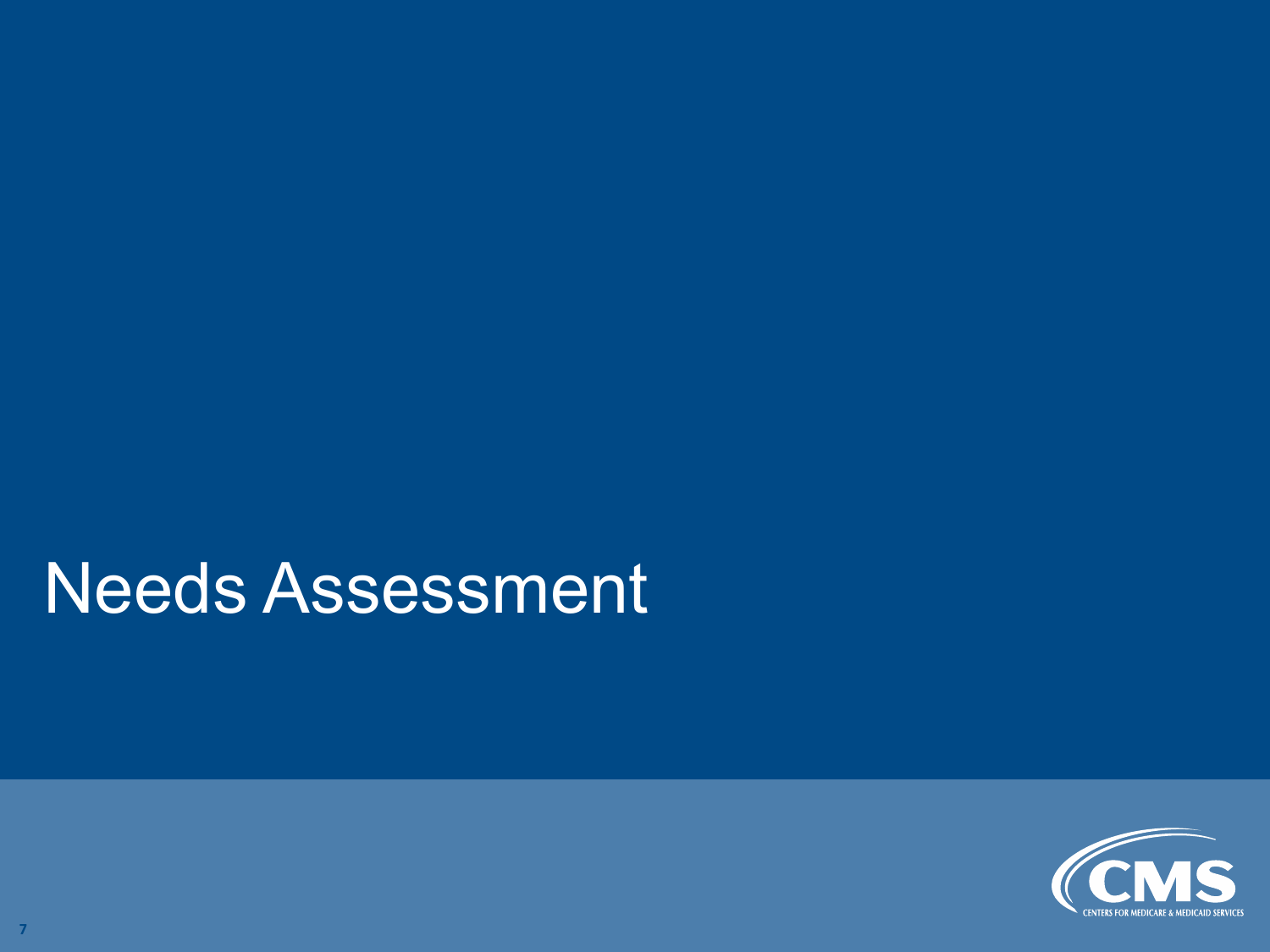# Needs Assessment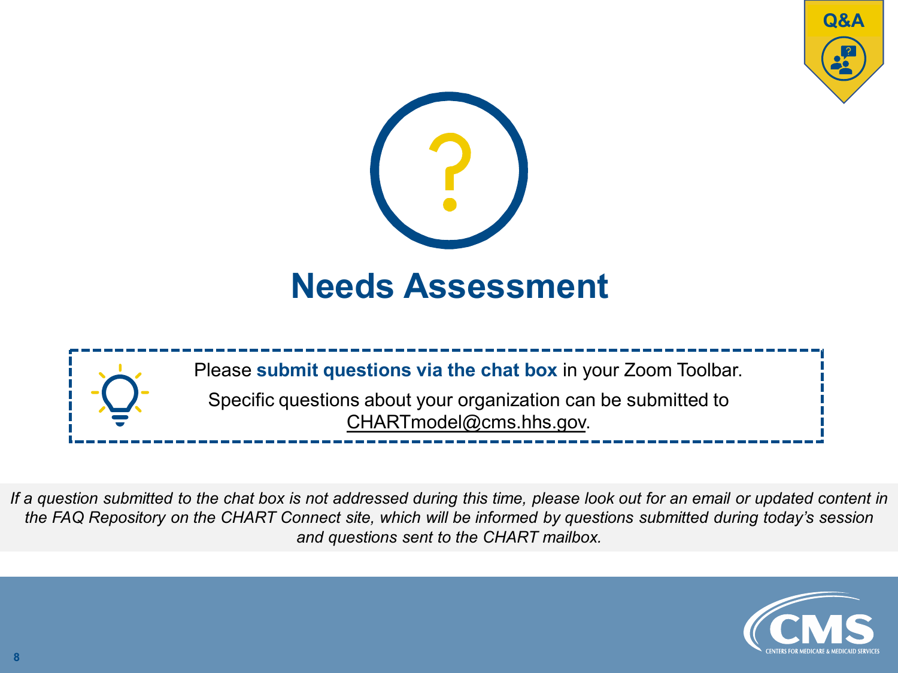Q&A

# Needs Assessment

Please **submit questions via the chat box** in your Zoom Toolbar.

Specific questions about your organization can be submitted to CHARTmodel@cms.hhs.gov.

*If a question submitted to the chat box is not addressed during this time, please look out for an email or updated content in the FAQ Repository on the CHART Connect site, which will be informed by questions submitted during today's session and questions sent to the CHART mailbox.*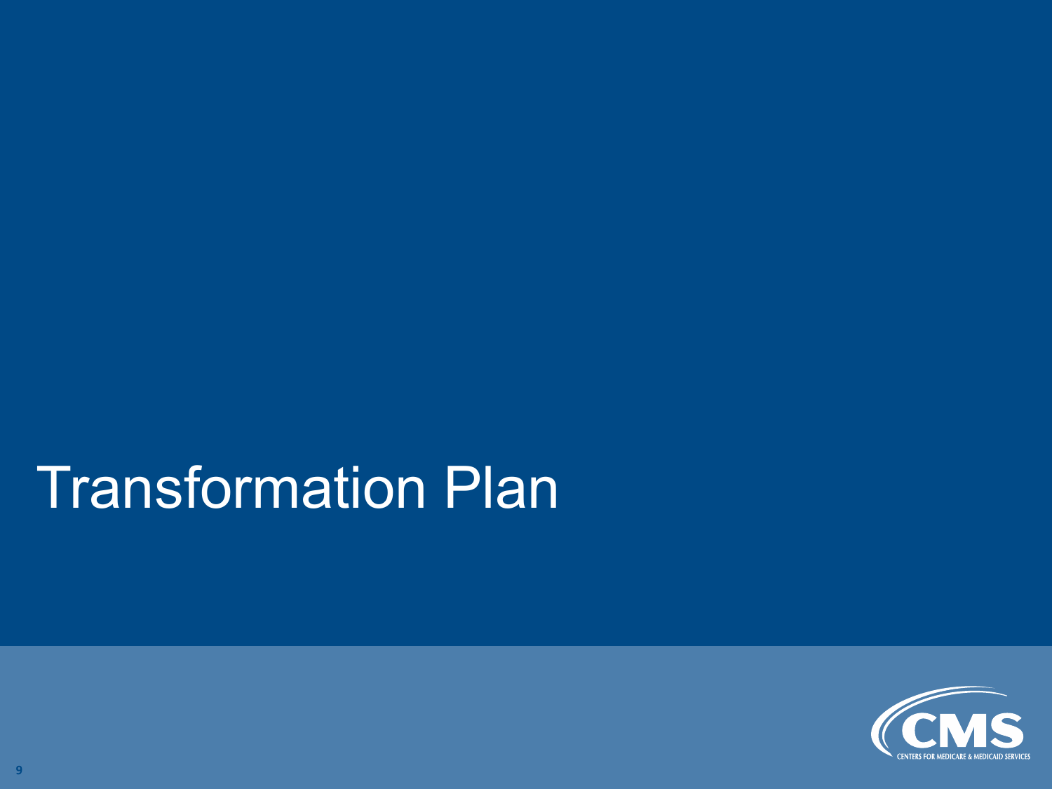# Transformation Plan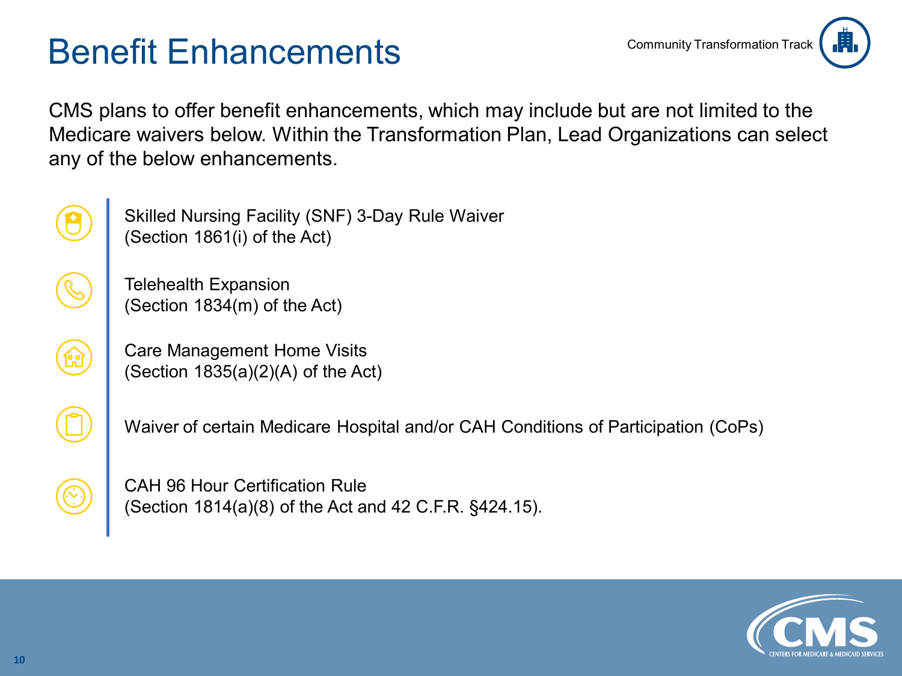# Benefit Enhancements

Community Transformation Track

CMS plans to offer benefit enhancements, which may include but are not limited to the Medicare waivers below. Within the Transformation Plan, Lead Organizations can select any of the below enhancements.

- Skilled Nursing Facility (SNF) 3-Day Rule Waiver (Section 1861(i) of the Act)
- Telehealth Expansion (Section 1834(m) of the Act)
- Care Management Home Visits (Section 1835(a)(2)(A) of the Act)
- Waiver of certain Medicare Hospital and/or CAH Conditions of Participation (CoPs)
- CAH 96 Hour Certification Rule (Section 1814(a)(8) of the Act and 42 C.F.R. §424.15).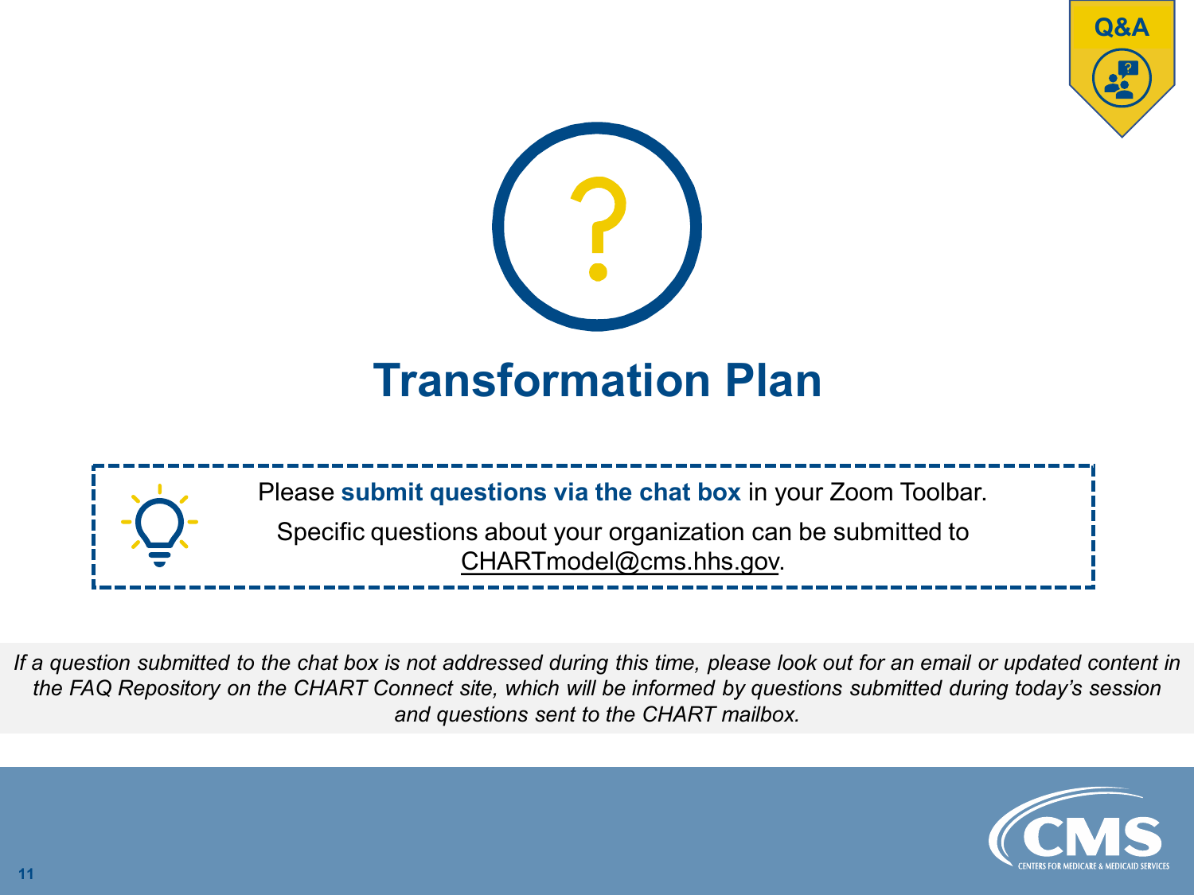Q&A

# Transformation Plan

Please **submit questions via the chat box** in your Zoom Toolbar.

Specific questions about your organization can be submitted to CHARTmodel@cms.hhs.gov.

*If a question submitted to the chat box is not addressed during this time, please look out for an email or updated content in the FAQ Repository on the CHART Connect site, which will be informed by questions submitted during today's session and questions sent to the CHART mailbox.*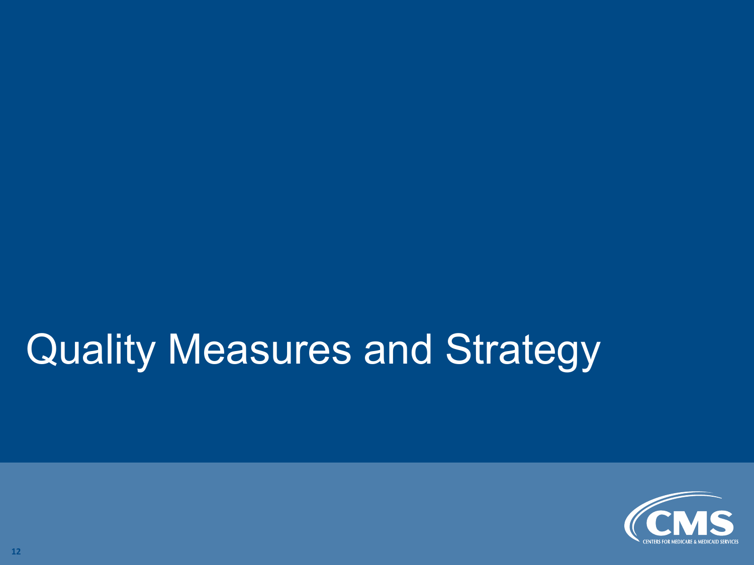# Quality Measures and Strategy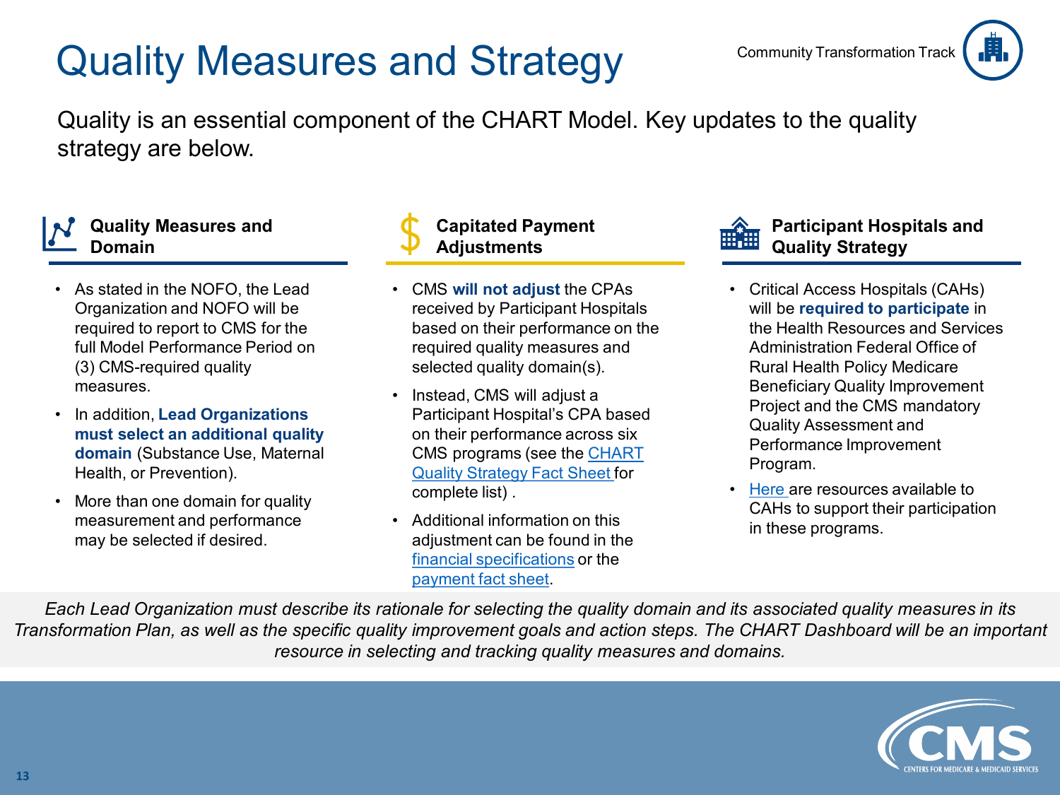# Quality Measures and Strategy

Community Transformation Track

Quality is an essential component of the CHART Model. Key updates to the quality strategy are below.

### Quality Measures and Domain

- As stated in the NOFO, the Lead Organization and NOFO will be required to report to CMS for the full Model Performance Period on (3) CMS-required quality measures.
- In addition, **Lead Organizations must select an additional quality domain** (Substance Use, Maternal Health, or Prevention).
- More than one domain for quality measurement and performance may be selected if desired.

### Capitated Payment Adjustments

- CMS **will not adjust** the CPAs received by Participant Hospitals based on their performance on the required quality measures and selected quality domain(s).
- Instead, CMS will adjust a Participant Hospital's CPA based on their performance across six CMS programs (see the CHART Quality Strategy Fact Sheet for complete list) .
- Additional information on this adjustment can be found in the financial specifications or the payment fact sheet.

### Participant Hospitals and Quality Strategy

- Critical Access Hospitals (CAHs) will be **required to participate** in the Health Resources and Services Administration Federal Office of Rural Health Policy Medicare Beneficiary Quality Improvement Project and the CMS mandatory Quality Assessment and Performance Improvement Program.
- Here are resources available to CAHs to support their participation in these programs.

*Each Lead Organization must describe its rationale for selecting the quality domain and its associated quality measures in its Transformation Plan, as well as the specific quality improvement goals and action steps. The CHART Dashboard will be an important resource in selecting and tracking quality measures and domains.*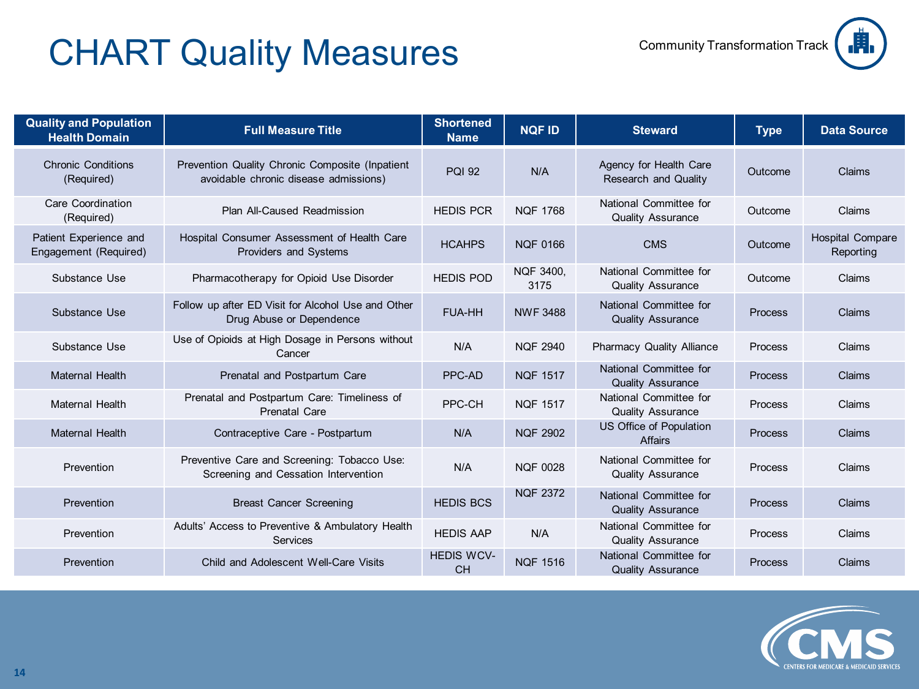# CHART Quality Measures

Community Transformation Track

| Quality and Population Health Domain | Full Measure Title | Shortened Name | NQF ID | Steward | Type | Data Source |
|---|---|---|---|---|---|---|
| Chronic Conditions (Required) | Prevention Quality Chronic Composite (Inpatient avoidable chronic disease admissions) | PQI 92 | N/A | Agency for Health Care Research and Quality | Outcome | Claims |
| Care Coordination (Required) | Plan All-Caused Readmission | HEDIS PCR | NQF 1768 | National Committee for Quality Assurance | Outcome | Claims |
| Patient Experience and Engagement (Required) | Hospital Consumer Assessment of Health Care Providers and Systems | HCAHPS | NQF 0166 | CMS | Outcome | Hospital Compare Reporting |
| Substance Use | Pharmacotherapy for Opioid Use Disorder | HEDIS POD | NQF 3400, 3175 | National Committee for Quality Assurance | Outcome | Claims |
| Substance Use | Follow up after ED Visit for Alcohol Use and Other Drug Abuse or Dependence | FUA-HH | NWF 3488 | National Committee for Quality Assurance | Process | Claims |
| Substance Use | Use of Opioids at High Dosage in Persons without Cancer | N/A | NQF 2940 | Pharmacy Quality Alliance | Process | Claims |
| Maternal Health | Prenatal and Postpartum Care | PPC-AD | NQF 1517 | National Committee for Quality Assurance | Process | Claims |
| Maternal Health | Prenatal and Postpartum Care: Timeliness of Prenatal Care | PPC-CH | NQF 1517 | National Committee for Quality Assurance | Process | Claims |
| Maternal Health | Contraceptive Care - Postpartum | N/A | NQF 2902 | US Office of Population Affairs | Process | Claims |
| Prevention | Preventive Care and Screening: Tobacco Use: Screening and Cessation Intervention | N/A | NQF 0028 | National Committee for Quality Assurance | Process | Claims |
| Prevention | Breast Cancer Screening | HEDIS BCS | NQF 2372 | National Committee for Quality Assurance | Process | Claims |
| Prevention | Adults' Access to Preventive & Ambulatory Health Services | HEDIS AAP | N/A | National Committee for Quality Assurance | Process | Claims |
| Prevention | Child and Adolescent Well-Care Visits | HEDIS WCV-CH | NQF 1516 | National Committee for Quality Assurance | Process | Claims |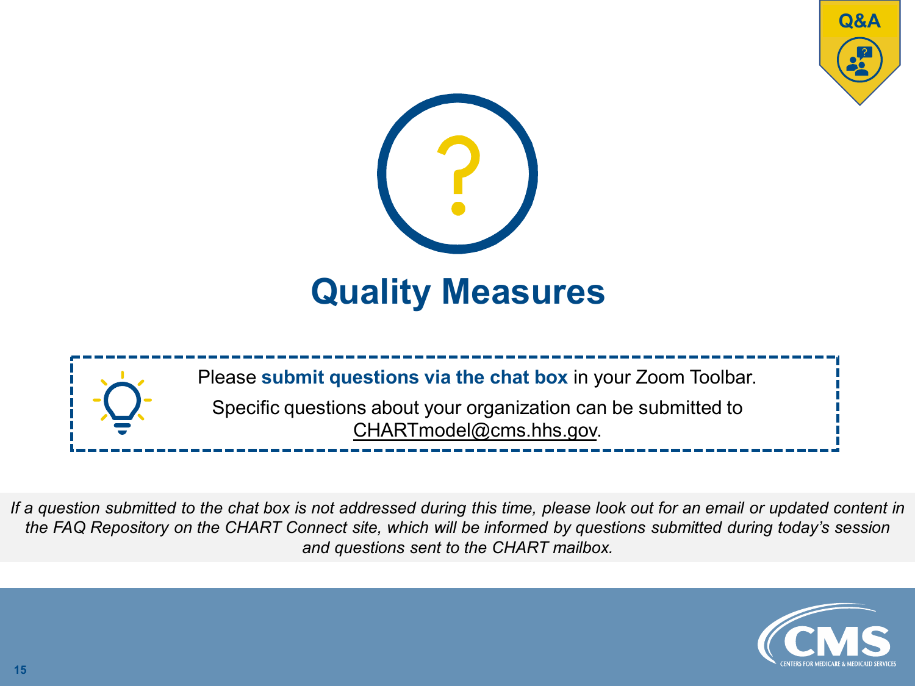Q&A

# Quality Measures

Please **submit questions via the chat box** in your Zoom Toolbar.

Specific questions about your organization can be submitted to CHARTmodel@cms.hhs.gov.

*If a question submitted to the chat box is not addressed during this time, please look out for an email or updated content in the FAQ Repository on the CHART Connect site, which will be informed by questions submitted during today's session and questions sent to the CHART mailbox.*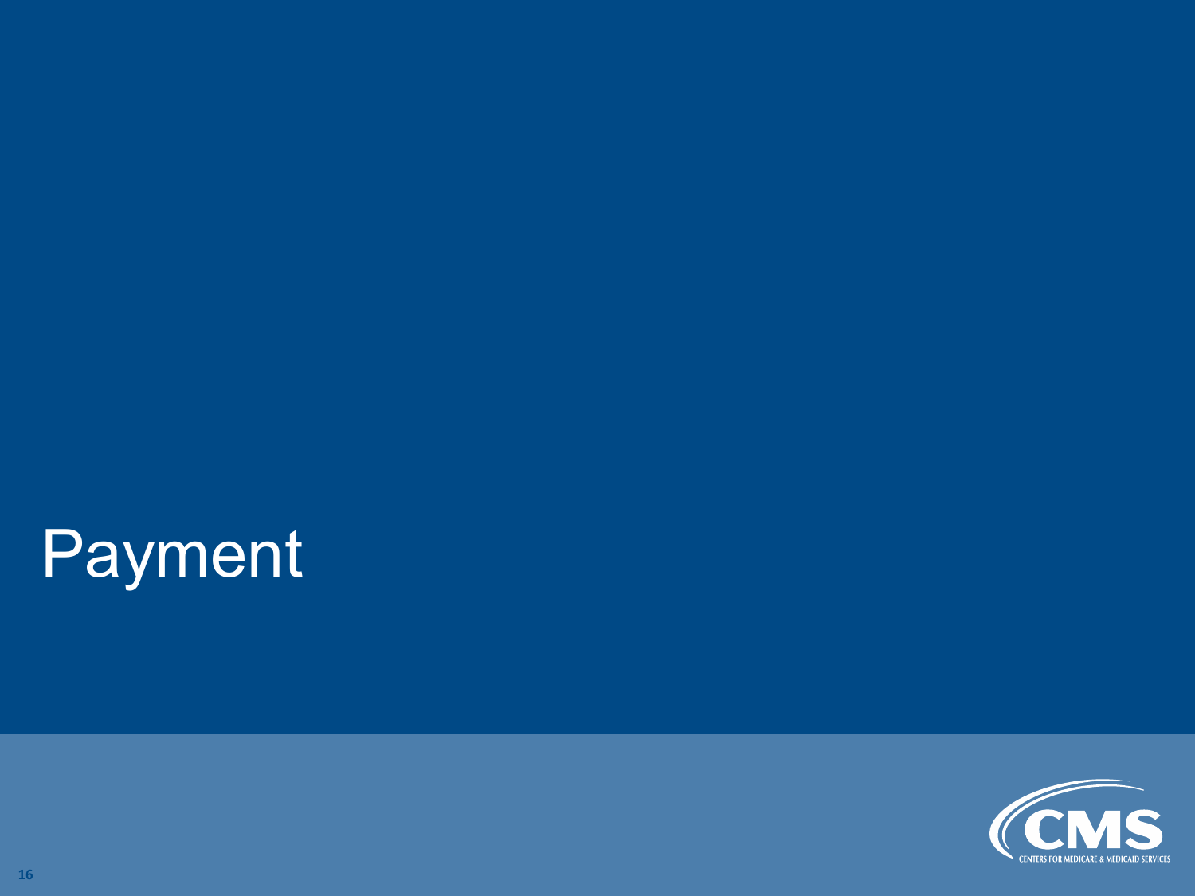# Payment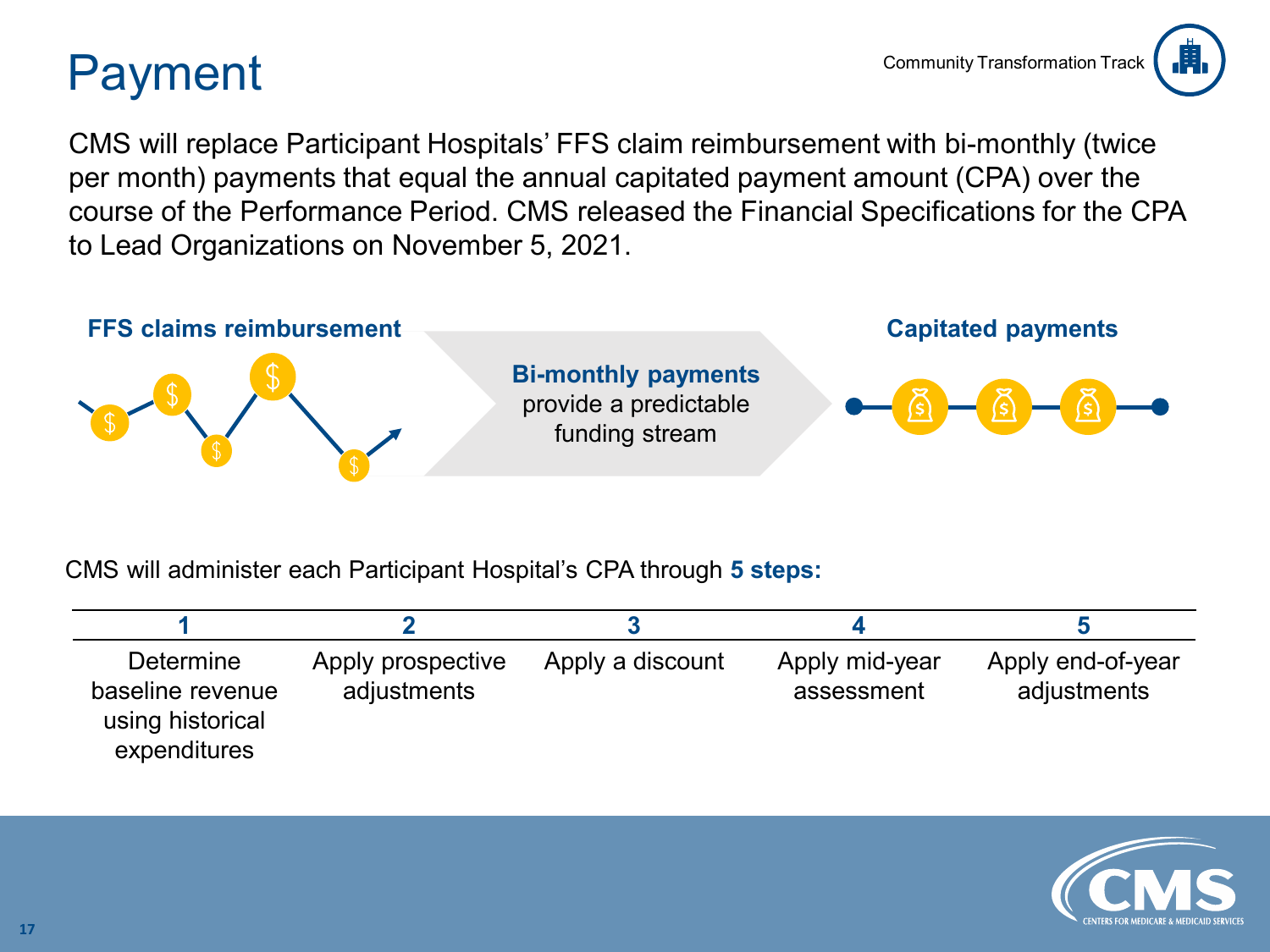# Payment

Community Transformation Track

CMS will replace Participant Hospitals' FFS claim reimbursement with bi-monthly (twice per month) payments that equal the annual capitated payment amount (CPA) over the course of the Performance Period. CMS released the Financial Specifications for the CPA to Lead Organizations on November 5, 2021.

**FFS claims reimbursement**

**Bi-monthly payments** provide a predictable funding stream

**Capitated payments**

CMS will administer each Participant Hospital's CPA through **5 steps:**

| 1 | 2 | 3 | 4 | 5 |
|---|---|---|---|---|
| Determine baseline revenue using historical expenditures | Apply prospective adjustments | Apply a discount | Apply mid-year assessment | Apply end-of-year adjustments |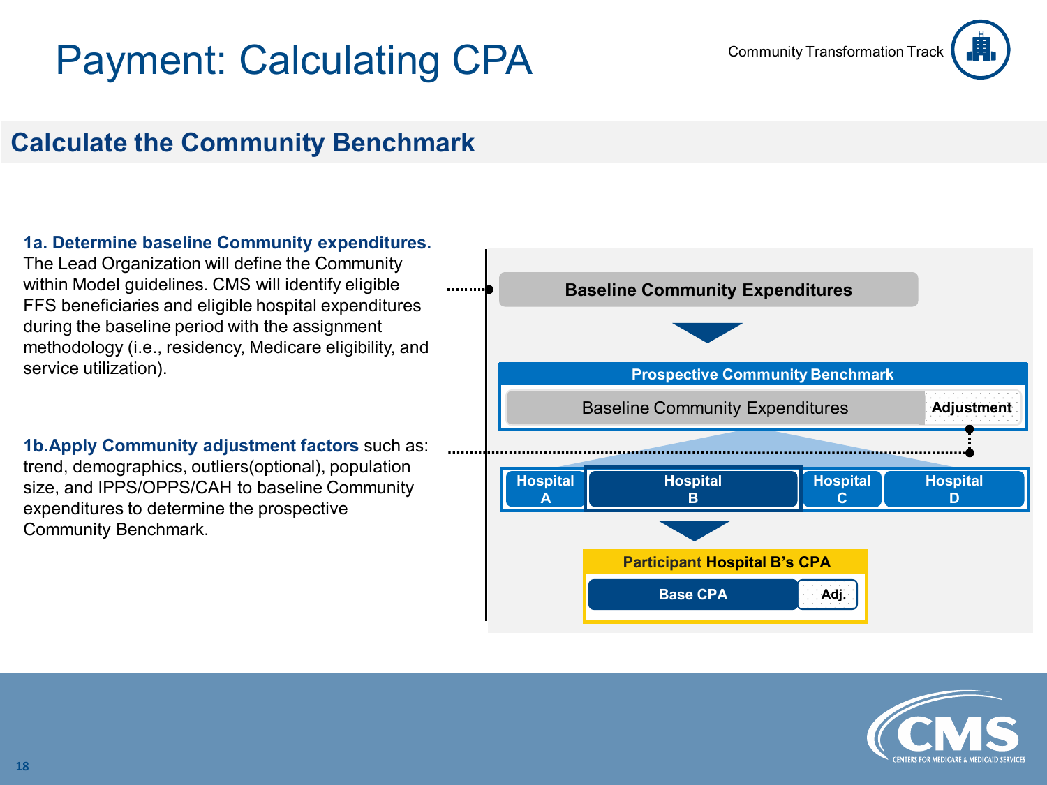# Payment: Calculating CPA

Community Transformation Track

## Calculate the Community Benchmark

**1a. Determine baseline Community expenditures.** The Lead Organization will define the Community within Model guidelines. CMS will identify eligible FFS beneficiaries and eligible hospital expenditures during the baseline period with the assignment methodology (i.e., residency, Medicare eligibility, and service utilization).

**1b.Apply Community adjustment factors** such as: trend, demographics, outliers(optional), population size, and IPPS/OPPS/CAH to baseline Community expenditures to determine the prospective Community Benchmark.

**Baseline Community Expenditures**

**Prospective Community Benchmark**

Baseline Community Expenditures | **Adjustment**

**Hospital A** | **Hospital B** | **Hospital C** | **Hospital D**

**Participant Hospital B's CPA**

**Base CPA** | **Adj.**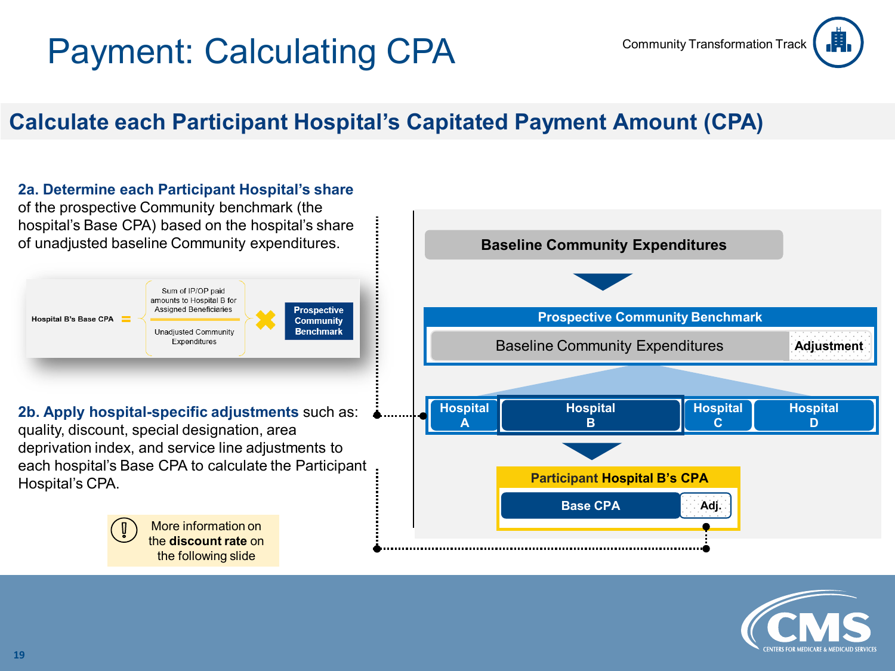# Payment: Calculating CPA

Community Transformation Track

## Calculate each Participant Hospital's Capitated Payment Amount (CPA)

**2a. Determine each Participant Hospital's share** of the prospective Community benchmark (the hospital's Base CPA) based on the hospital's share of unadjusted baseline Community expenditures.

$$\text{Hospital B's Base CPA} = \frac{\text{Sum of IP/OP paid amounts to Hospital B for Assigned Beneficiaries}}{\text{Unadjusted Community Expenditures}} \times \text{Prospective Community Benchmark}$$

**2b. Apply hospital-specific adjustments** such as: quality, discount, special designation, area deprivation index, and service line adjustments to each hospital's Base CPA to calculate the Participant Hospital's CPA.

More information on the **discount rate** on the following slide

Baseline Community Expenditures

Prospective Community Benchmark

- Baseline Community Expenditures
- Adjustment

Hospital A | Hospital B | Hospital C | Hospital D

Participant Hospital B's CPA

- Base CPA
- Adj.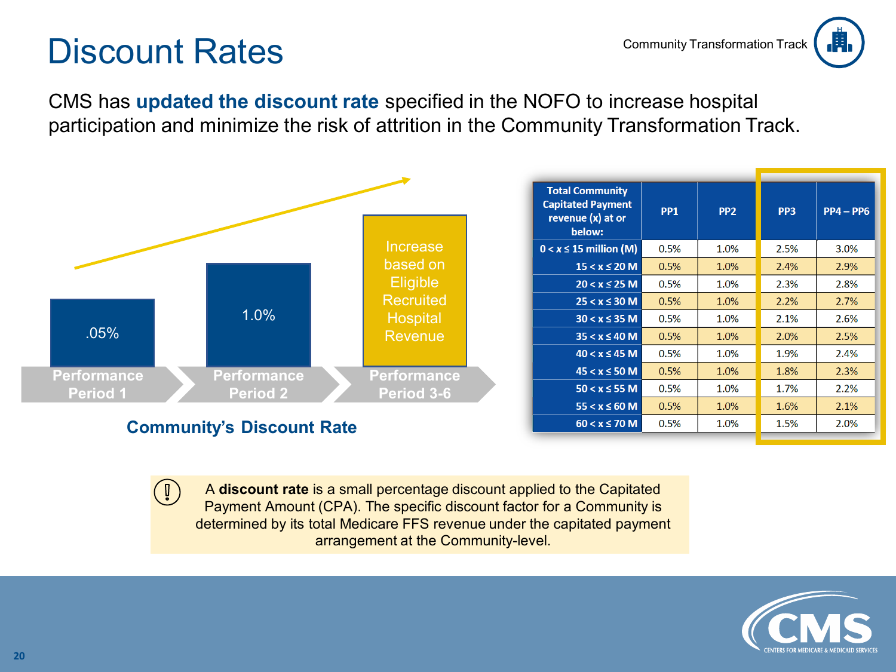# Discount Rates

Community Transformation Track

CMS has **updated the discount rate** specified in the NOFO to increase hospital participation and minimize the risk of attrition in the Community Transformation Track.

| Performance Period 1 | Performance Period 2 | Performance Period 3-6 |
|---|---|---|
| .05% | 1.0% | Increase based on Eligible Recruited Hospital Revenue |

**Community's Discount Rate**

| Total Community Capitated Payment revenue (x) at or below: | PP1 | PP2 | PP3 | PP4 – PP6 |
|---|---|---|---|---|
| 0 < x ≤ 15 million (M) | 0.5% | 1.0% | 2.5% | 3.0% |
| 15 < x ≤ 20 M | 0.5% | 1.0% | 2.4% | 2.9% |
| 20 < x ≤ 25 M | 0.5% | 1.0% | 2.3% | 2.8% |
| 25 < x ≤ 30 M | 0.5% | 1.0% | 2.2% | 2.7% |
| 30 < x ≤ 35 M | 0.5% | 1.0% | 2.1% | 2.6% |
| 35 < x ≤ 40 M | 0.5% | 1.0% | 2.0% | 2.5% |
| 40 < x ≤ 45 M | 0.5% | 1.0% | 1.9% | 2.4% |
| 45 < x ≤ 50 M | 0.5% | 1.0% | 1.8% | 2.3% |
| 50 < x ≤ 55 M | 0.5% | 1.0% | 1.7% | 2.2% |
| 55 < x ≤ 60 M | 0.5% | 1.0% | 1.6% | 2.1% |
| 60 < x ≤ 70 M | 0.5% | 1.0% | 1.5% | 2.0% |

A **discount rate** is a small percentage discount applied to the Capitated Payment Amount (CPA). The specific discount factor for a Community is determined by its total Medicare FFS revenue under the capitated payment arrangement at the Community-level.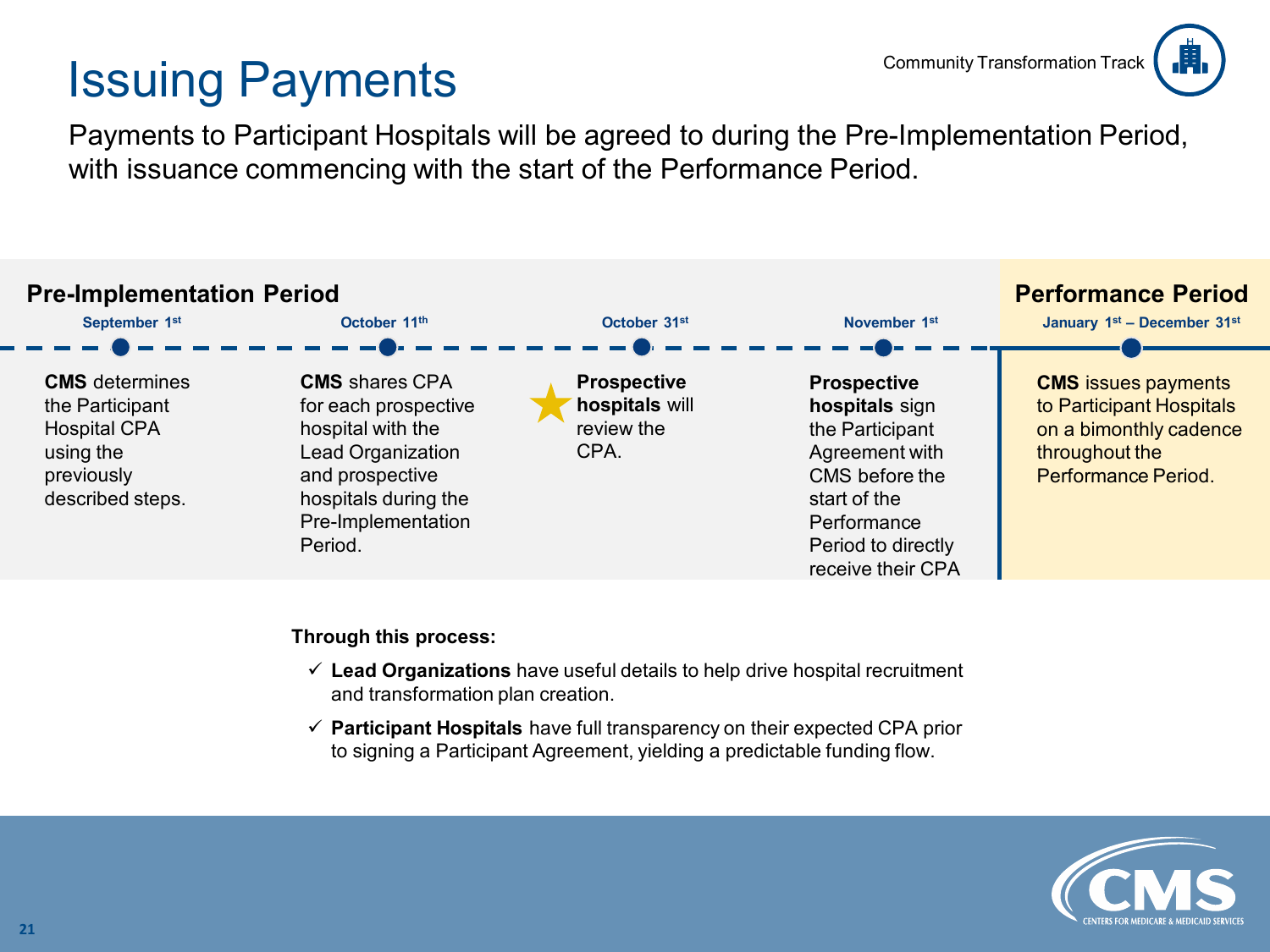# Issuing Payments

Community Transformation Track

Payments to Participant Hospitals will be agreed to during the Pre-Implementation Period, with issuance commencing with the start of the Performance Period.

## Pre-Implementation Period

**September 1st**

**CMS** determines the Participant Hospital CPA using the previously described steps.

**October 11th**

**CMS** shares CPA for each prospective hospital with the Lead Organization and prospective hospitals during the Pre-Implementation Period.

**October 31st**

**Prospective hospitals** will review the CPA.

**November 1st**

**Prospective hospitals** sign the Participant Agreement with CMS before the start of the Performance Period to directly receive their CPA

## Performance Period

**January 1st – December 31st**

**CMS** issues payments to Participant Hospitals on a bimonthly cadence throughout the Performance Period.

**Through this process:**

- ✓ **Lead Organizations** have useful details to help drive hospital recruitment and transformation plan creation.
- ✓ **Participant Hospitals** have full transparency on their expected CPA prior to signing a Participant Agreement, yielding a predictable funding flow.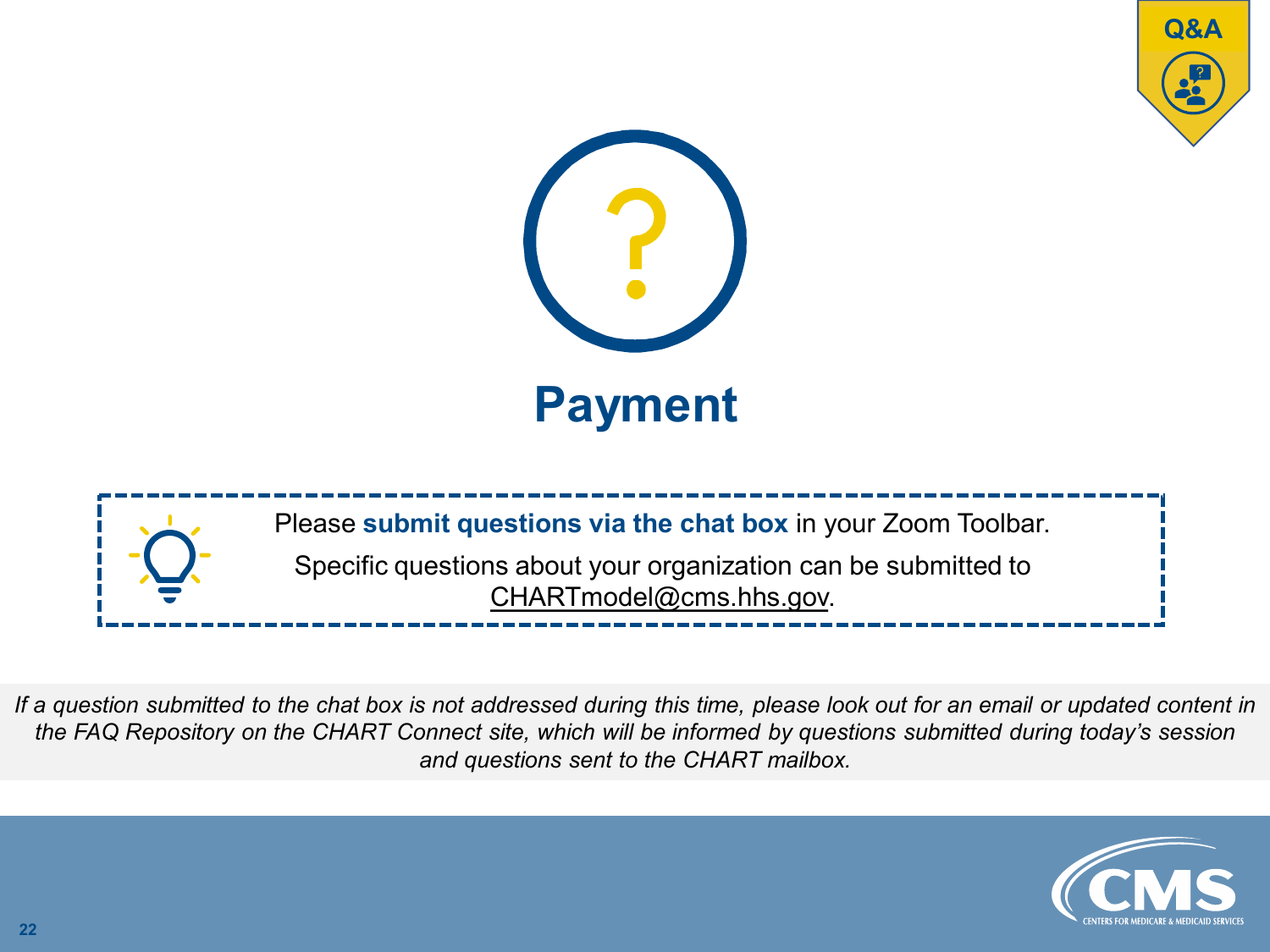Q&A

# Payment

Please **submit questions via the chat box** in your Zoom Toolbar.

Specific questions about your organization can be submitted to CHARTmodel@cms.hhs.gov.

*If a question submitted to the chat box is not addressed during this time, please look out for an email or updated content in the FAQ Repository on the CHART Connect site, which will be informed by questions submitted during today's session and questions sent to the CHART mailbox.*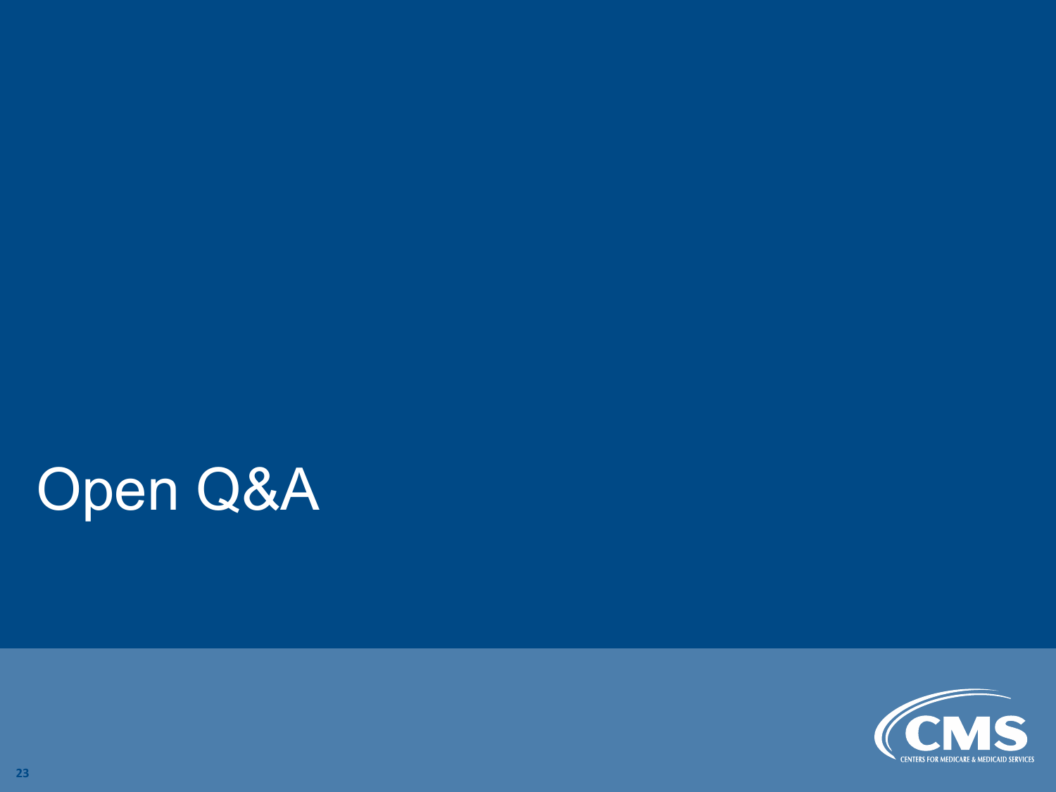# Open Q&A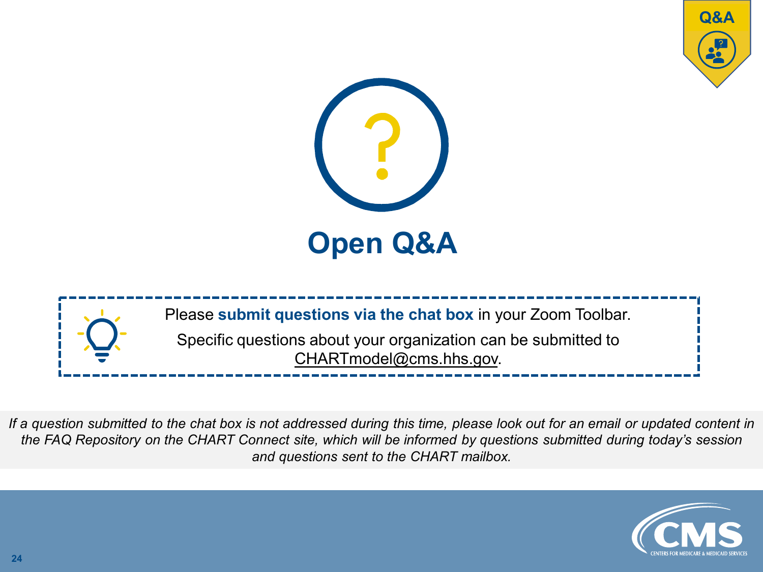# Open Q&A

Please **submit questions via the chat box** in your Zoom Toolbar.

Specific questions about your organization can be submitted to CHARTmodel@cms.hhs.gov.

*If a question submitted to the chat box is not addressed during this time, please look out for an email or updated content in the FAQ Repository on the CHART Connect site, which will be informed by questions submitted during today's session and questions sent to the CHART mailbox.*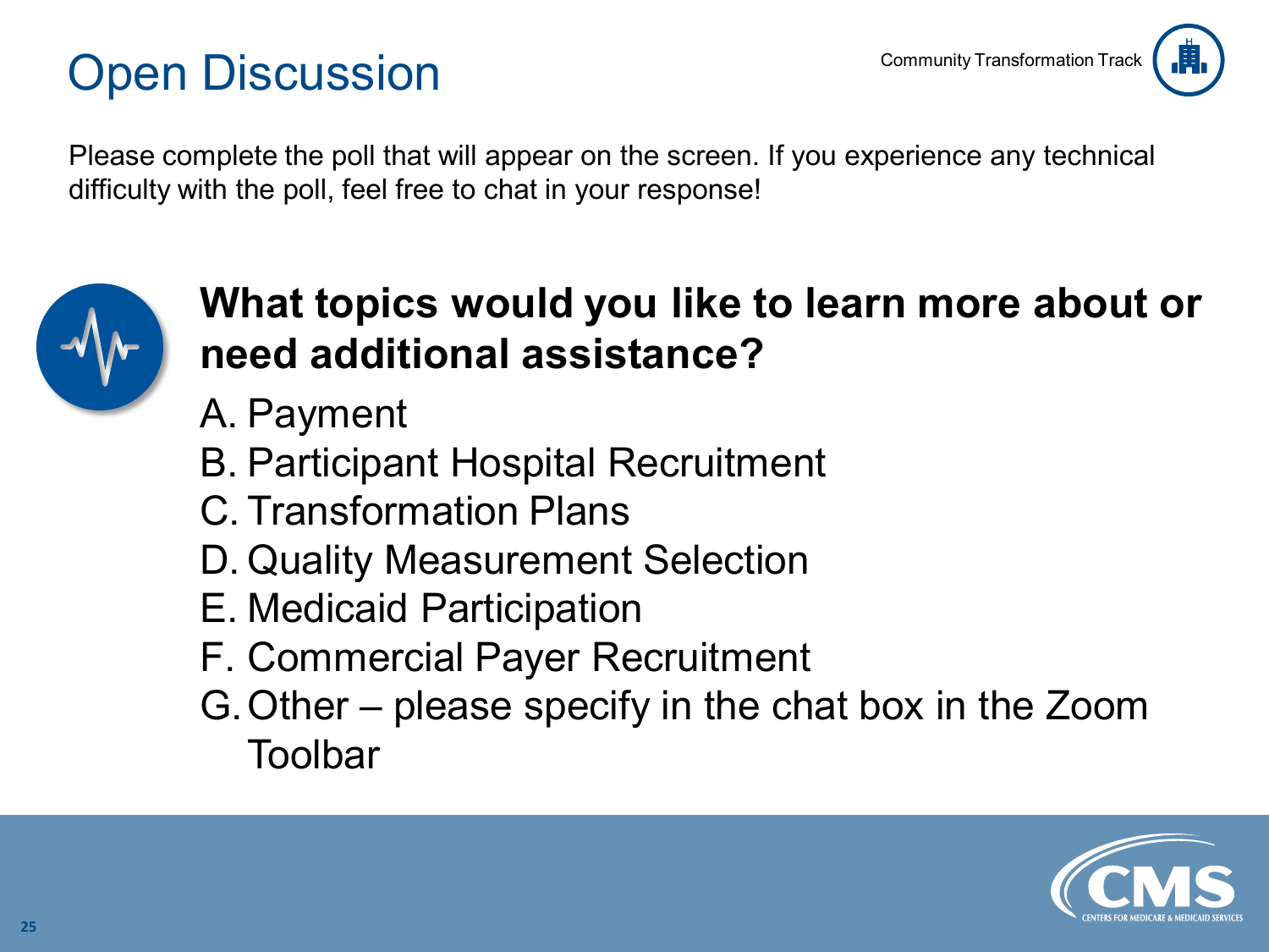# Open Discussion

Community Transformation Track

Please complete the poll that will appear on the screen. If you experience any technical difficulty with the poll, feel free to chat in your response!

**What topics would you like to learn more about or need additional assistance?**

A. Payment
B. Participant Hospital Recruitment
C. Transformation Plans
D. Quality Measurement Selection
E. Medicaid Participation
F. Commercial Payer Recruitment
G. Other – please specify in the chat box in the Zoom Toolbar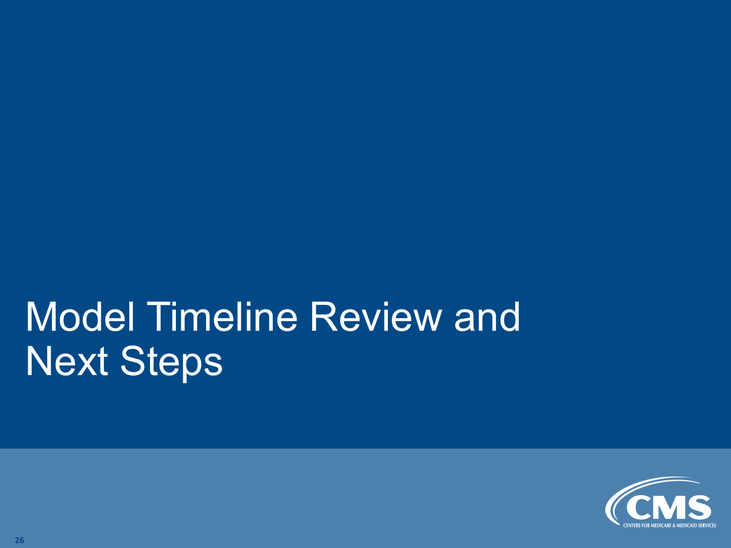# Model Timeline Review and Next Steps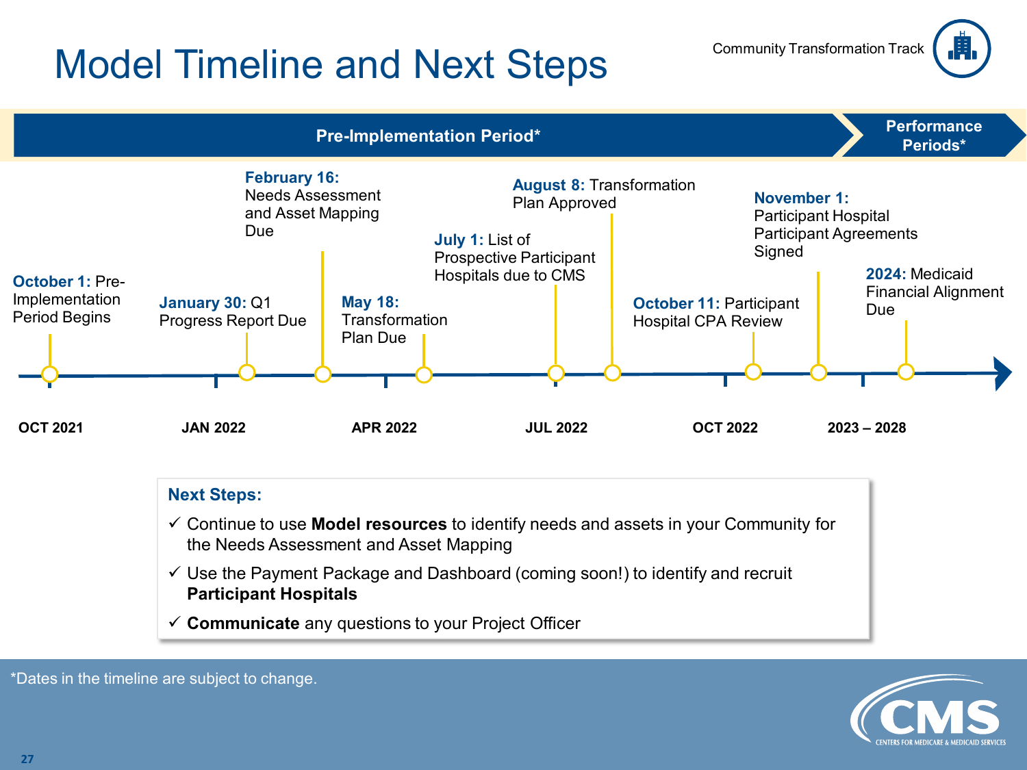# Model Timeline and Next Steps

Community Transformation Track

**Pre-Implementation Period*** | **Performance Periods***

- **October 1:** Pre-Implementation Period Begins
- **January 30:** Q1 Progress Report Due
- **February 16:** Needs Assessment and Asset Mapping Due
- **May 18:** Transformation Plan Due
- **July 1:** List of Prospective Participant Hospitals due to CMS
- **August 8:** Transformation Plan Approved
- **October 11:** Participant Hospital CPA Review
- **November 1:** Participant Hospital Participant Agreements Signed
- **2024:** Medicaid Financial Alignment Due

OCT 2021 | JAN 2022 | APR 2022 | JUL 2022 | OCT 2022 | 2023 – 2028

**Next Steps:**

- ✓ Continue to use **Model resources** to identify needs and assets in your Community for the Needs Assessment and Asset Mapping
- ✓ Use the Payment Package and Dashboard (coming soon!) to identify and recruit **Participant Hospitals**
- ✓ **Communicate** any questions to your Project Officer

*Dates in the timeline are subject to change.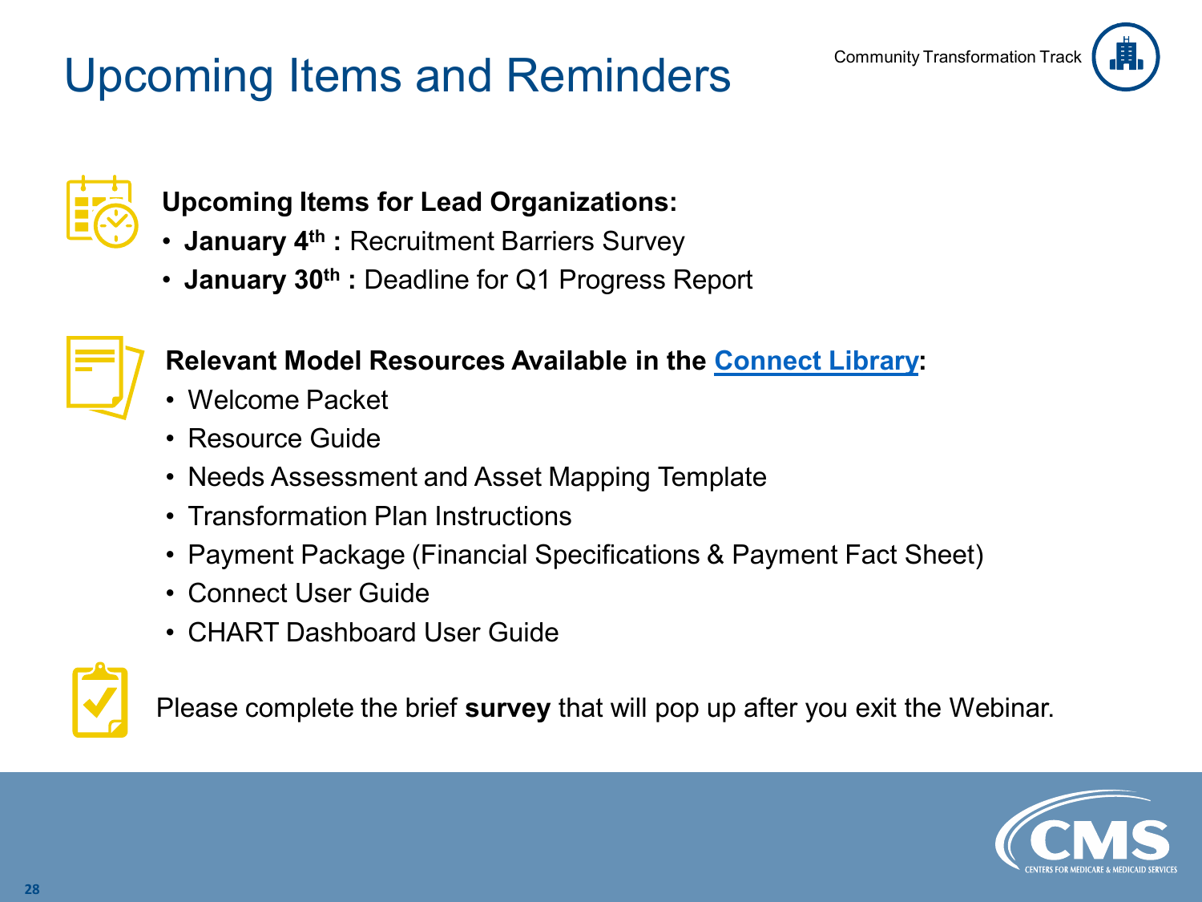# Upcoming Items and Reminders

Community Transformation Track

**Upcoming Items for Lead Organizations:**

- **January 4th :** Recruitment Barriers Survey
- **January 30th :** Deadline for Q1 Progress Report

**Relevant Model Resources Available in the Connect Library:**

- Welcome Packet
- Resource Guide
- Needs Assessment and Asset Mapping Template
- Transformation Plan Instructions
- Payment Package (Financial Specifications & Payment Fact Sheet)
- Connect User Guide
- CHART Dashboard User Guide

Please complete the brief **survey** that will pop up after you exit the Webinar.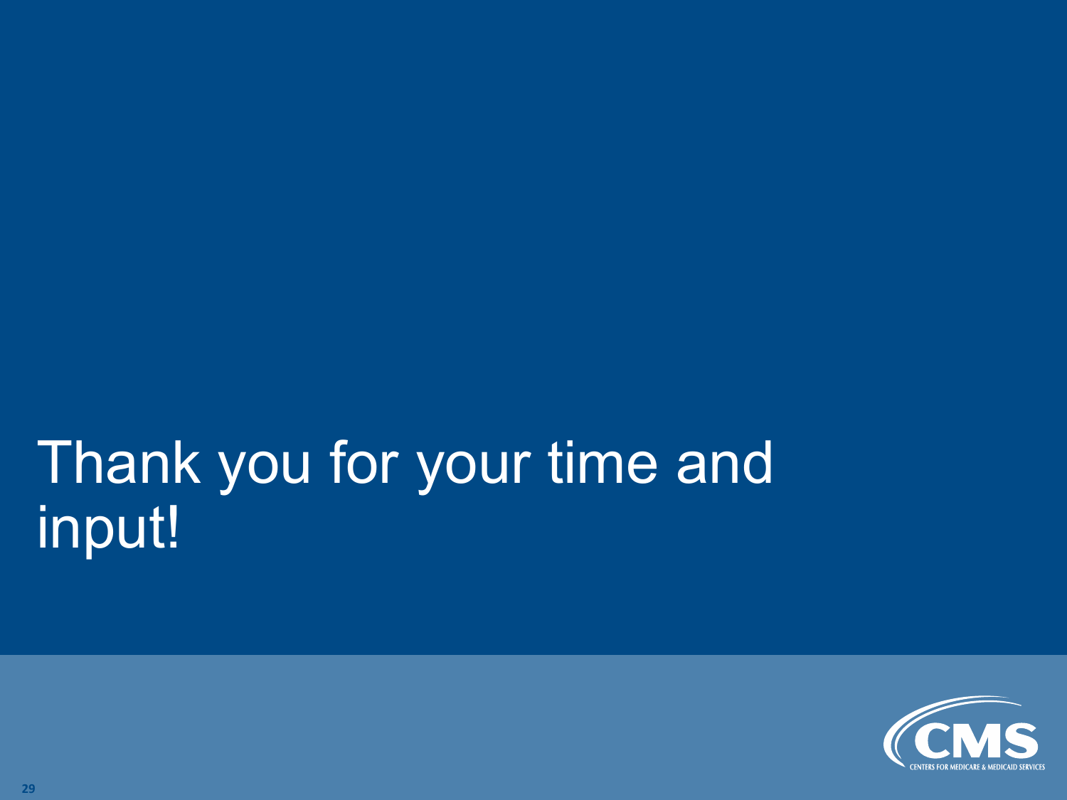# Thank you for your time and input!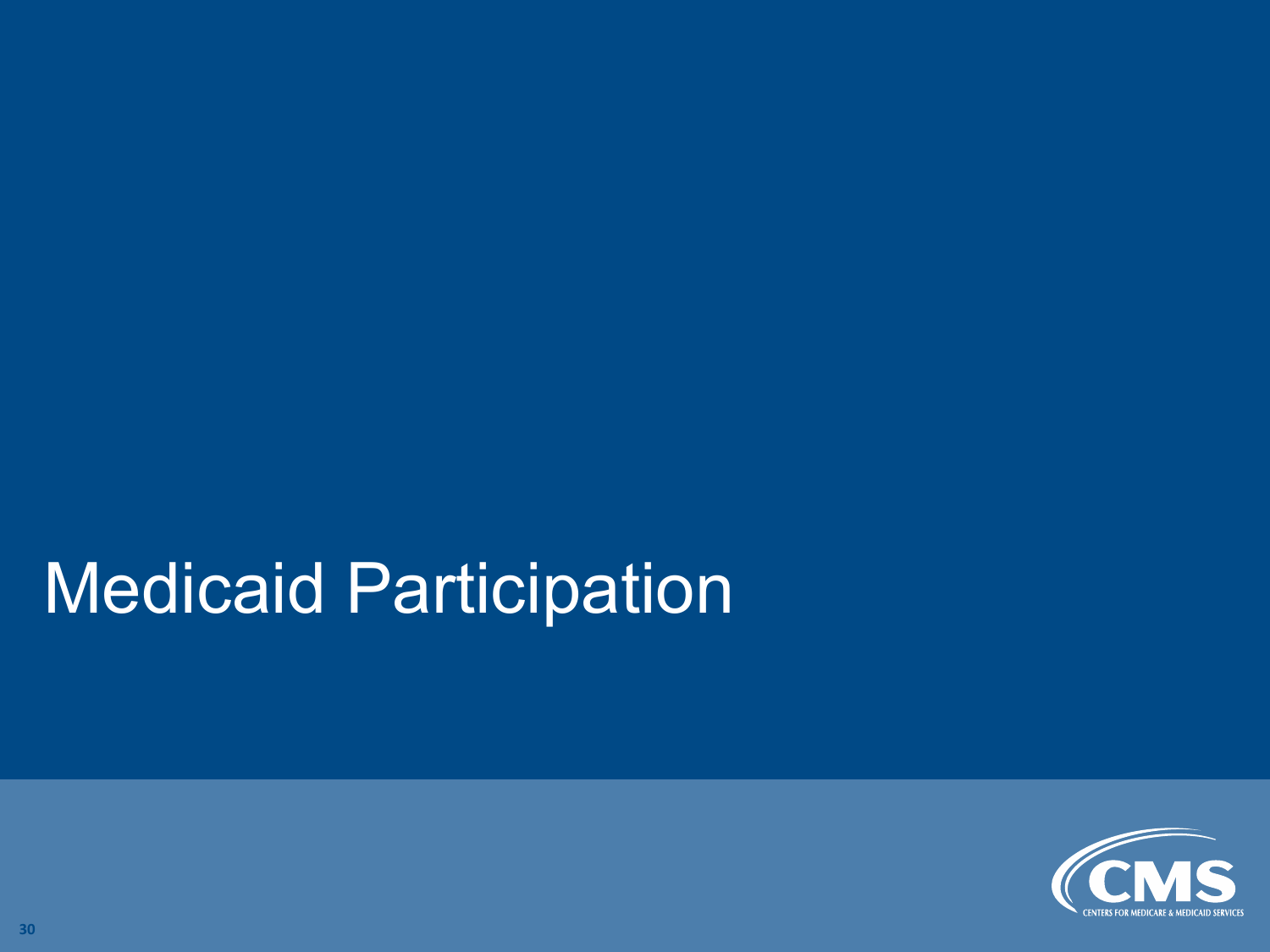# Medicaid Participation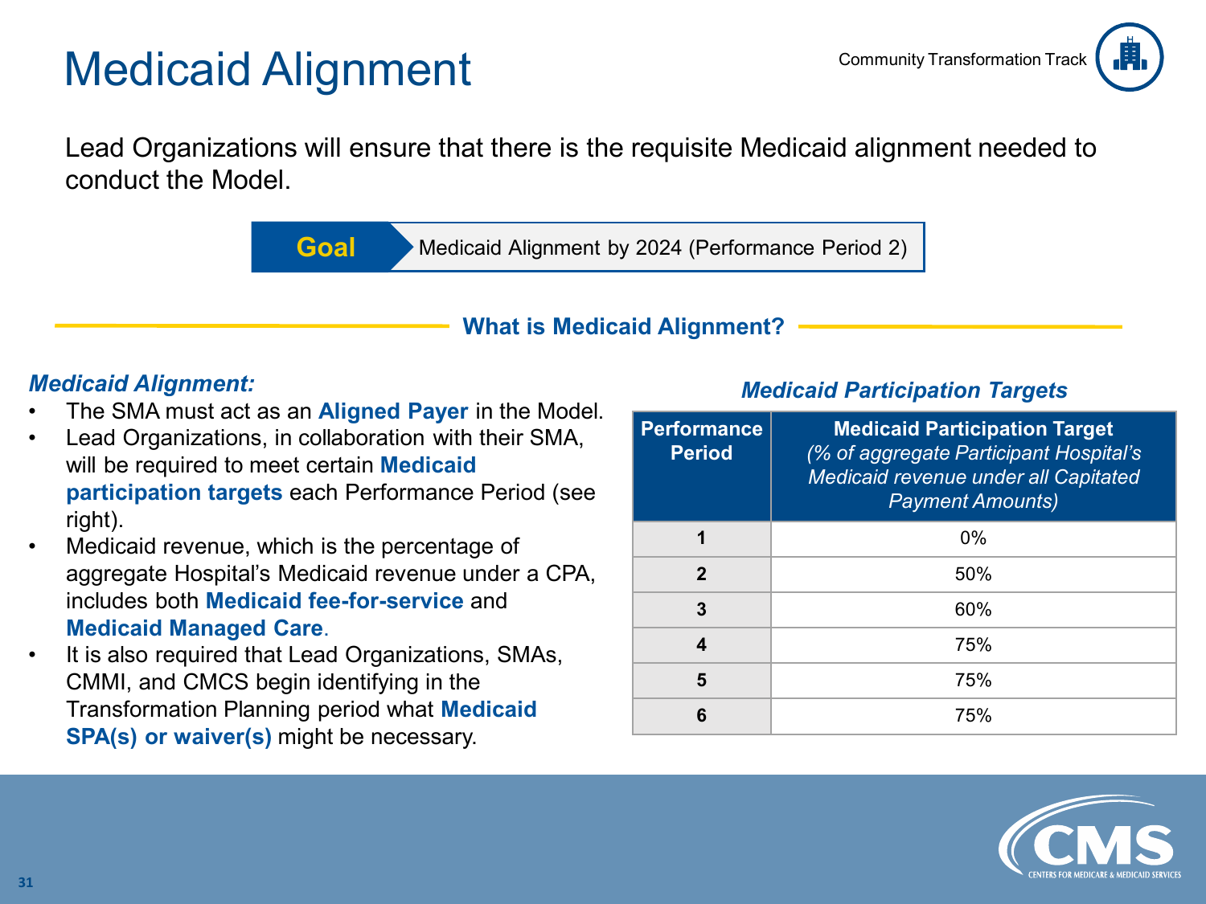# Medicaid Alignment

Community Transformation Track

Lead Organizations will ensure that there is the requisite Medicaid alignment needed to conduct the Model.

**Goal** Medicaid Alignment by 2024 (Performance Period 2)

## What is Medicaid Alignment?

***Medicaid Alignment:***

- The SMA must act as an **Aligned Payer** in the Model.
- Lead Organizations, in collaboration with their SMA, will be required to meet certain **Medicaid participation targets** each Performance Period (see right).
- Medicaid revenue, which is the percentage of aggregate Hospital's Medicaid revenue under a CPA, includes both **Medicaid fee-for-service** and **Medicaid Managed Care**.
- It is also required that Lead Organizations, SMAs, CMMI, and CMCS begin identifying in the Transformation Planning period what **Medicaid SPA(s) or waiver(s)** might be necessary.

***Medicaid Participation Targets***

| Performance Period | Medicaid Participation Target *(% of aggregate Participant Hospital's Medicaid revenue under all Capitated Payment Amounts)* |
| --- | --- |
| 1 | 0% |
| 2 | 50% |
| 3 | 60% |
| 4 | 75% |
| 5 | 75% |
| 6 | 75% |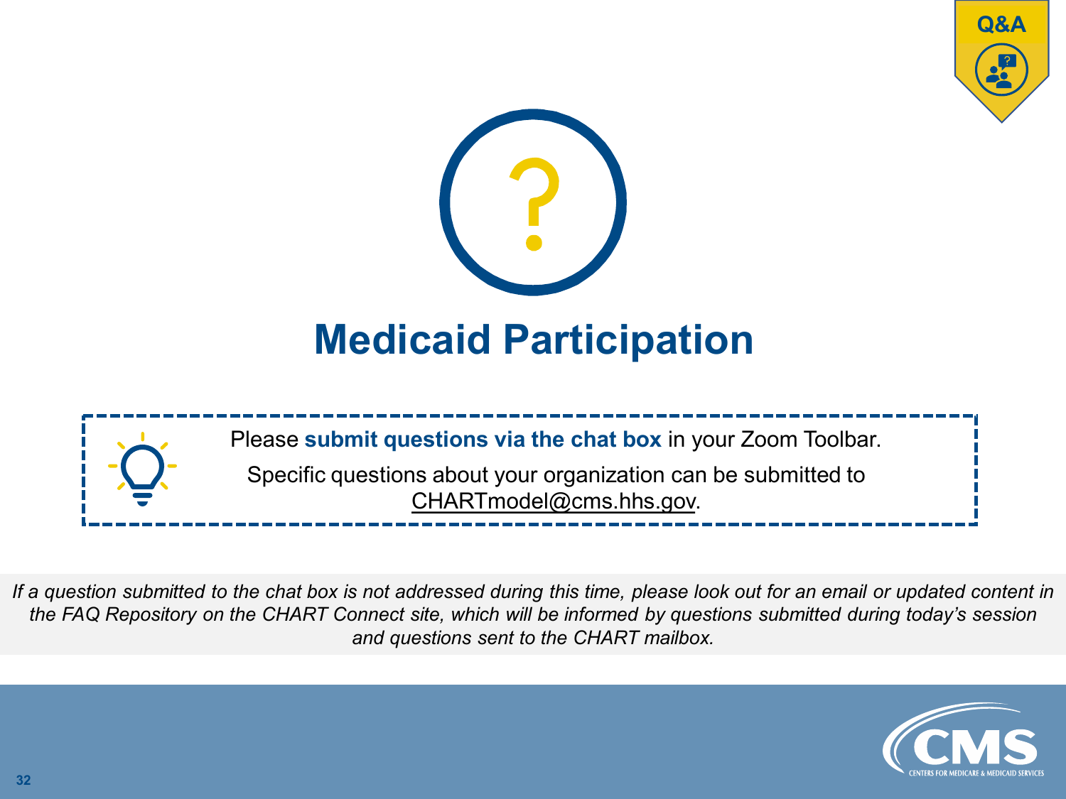Q&A

# Medicaid Participation

Please **submit questions via the chat box** in your Zoom Toolbar.

Specific questions about your organization can be submitted to CHARTmodel@cms.hhs.gov.

*If a question submitted to the chat box is not addressed during this time, please look out for an email or updated content in the FAQ Repository on the CHART Connect site, which will be informed by questions submitted during today's session and questions sent to the CHART mailbox.*